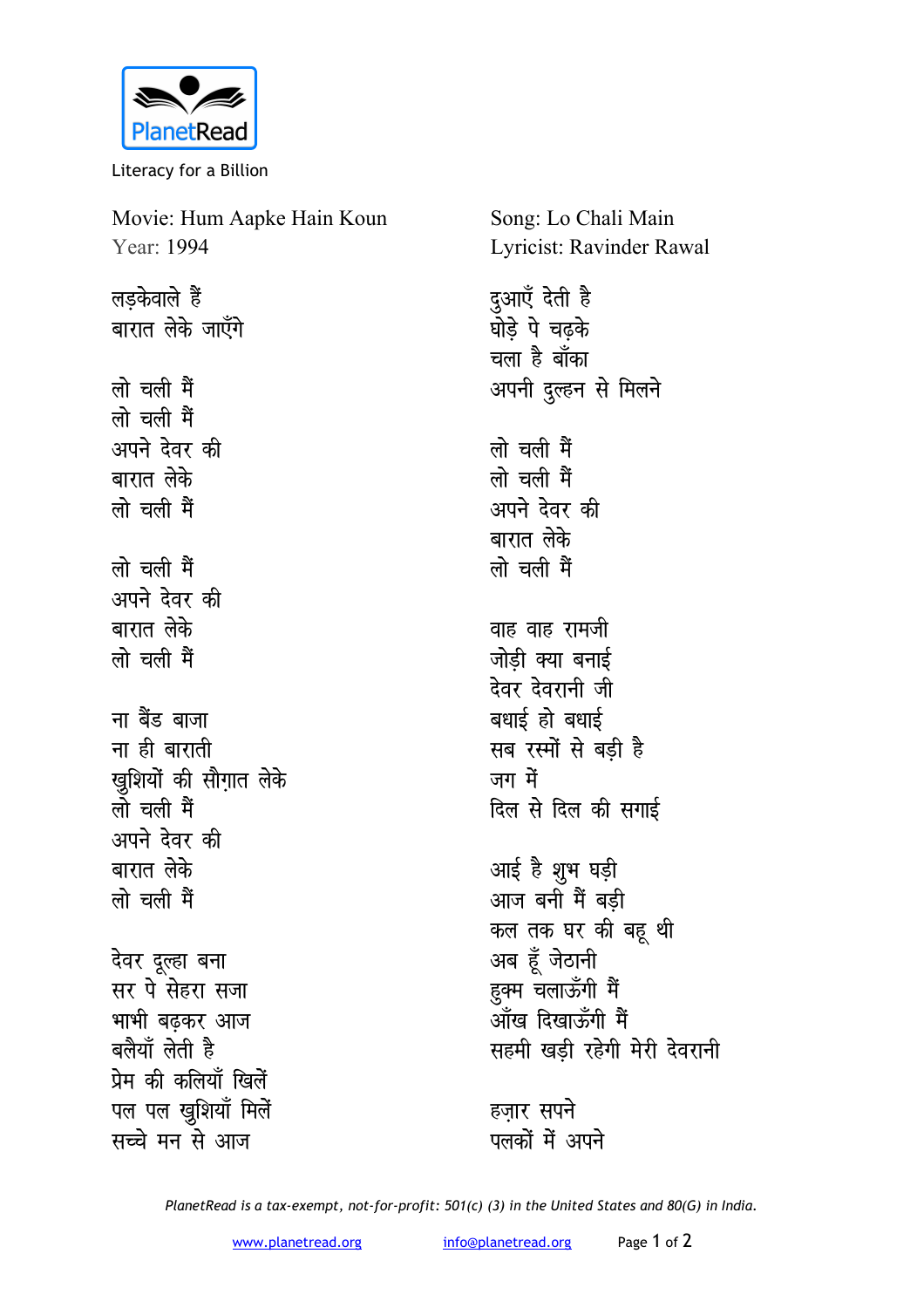Literacy for a Billion

Movie: Hum Aapke Hain Koun
Year: 1994

Song: Lo Chali Main
Lyricist: Ravinder Rawal

लड़केवाले हैं
बारात लेके जाएँगे

लो चली मैं
लो चली मैं
अपने देवर की
बारात लेके
लो चली मैं

लो चली मैं
अपने देवर की
बारात लेके
लो चली मैं

ना बैंड बाजा
ना ही बाराती
ख़ुशियों की सौग़ात लेके
लो चली मैं
अपने देवर की
बारात लेके
लो चली मैं

देवर दूल्हा बना
सर पे सेहरा सजा
भाभी बढ़कर आज
बलैयाँ लेती है
प्रेम की कलियाँ खिलें
पल पल ख़ुशियाँ मिलें
सच्चे मन से आज
दुआएँ देती है
घोड़े पे चढ़के
चला है बाँका
अपनी दुल्हन से मिलने

लो चली मैं
लो चली मैं
अपने देवर की
बारात लेके
लो चली मैं

वाह वाह रामजी
जोड़ी क्या बनाई
देवर देवरानी जी
बधाई हो बधाई
सब रस्मों से बड़ी है
जग में
दिल से दिल की सगाई

आई है शुभ घड़ी
आज बनी मैं बड़ी
कल तक घर की बहू थी
अब हूँ जेठानी
हुक्म चलाऊँगी मैं
आँख दिखाऊँगी मैं
सहमी खड़ी रहेगी मेरी देवरानी

हज़ार सपने
पलकों में अपने

*PlanetRead is a tax-exempt, not-for-profit: 501(c) (3) in the United States and 80(G) in India.*

www.planetread.org info@planetread.org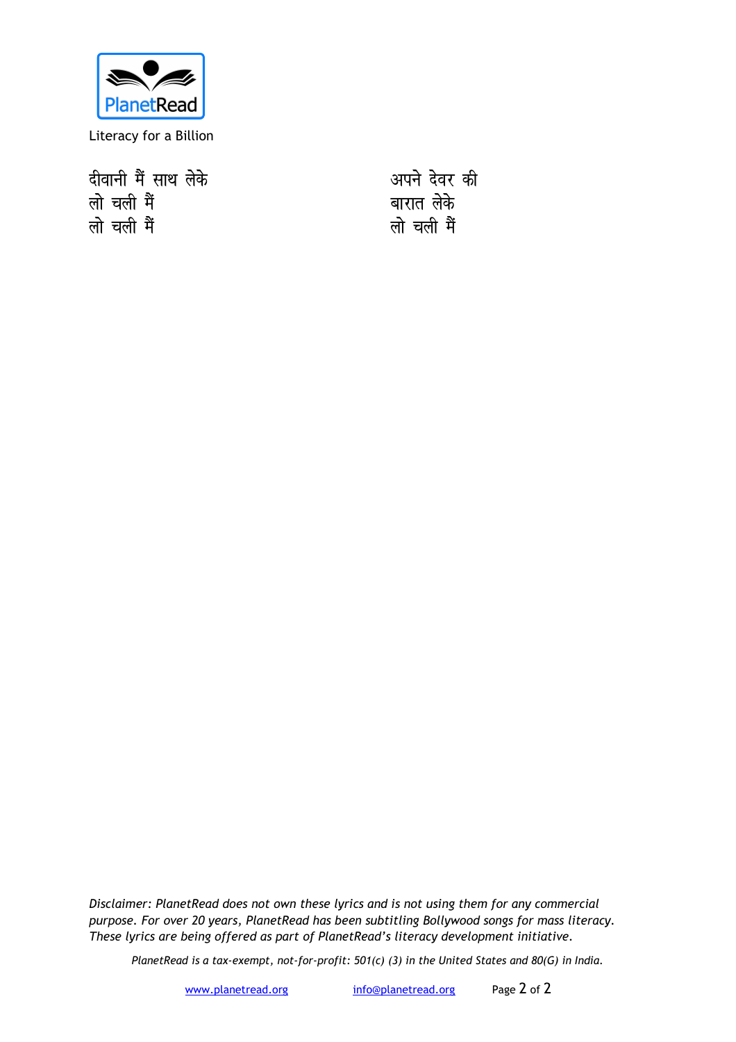Literacy for a Billion

दीवानी मैं साथ लेके
लो चली मैं
लो चली मैं

अपने देवर की
बारात लेके
लो चली मैं

*Disclaimer: PlanetRead does not own these lyrics and is not using them for any commercial purpose. For over 20 years, PlanetRead has been subtitling Bollywood songs for mass literacy. These lyrics are being offered as part of PlanetRead's literacy development initiative.*

*PlanetRead is a tax-exempt, not-for-profit: 501(c) (3) in the United States and 80(G) in India.*

www.planetread.org info@planetread.org